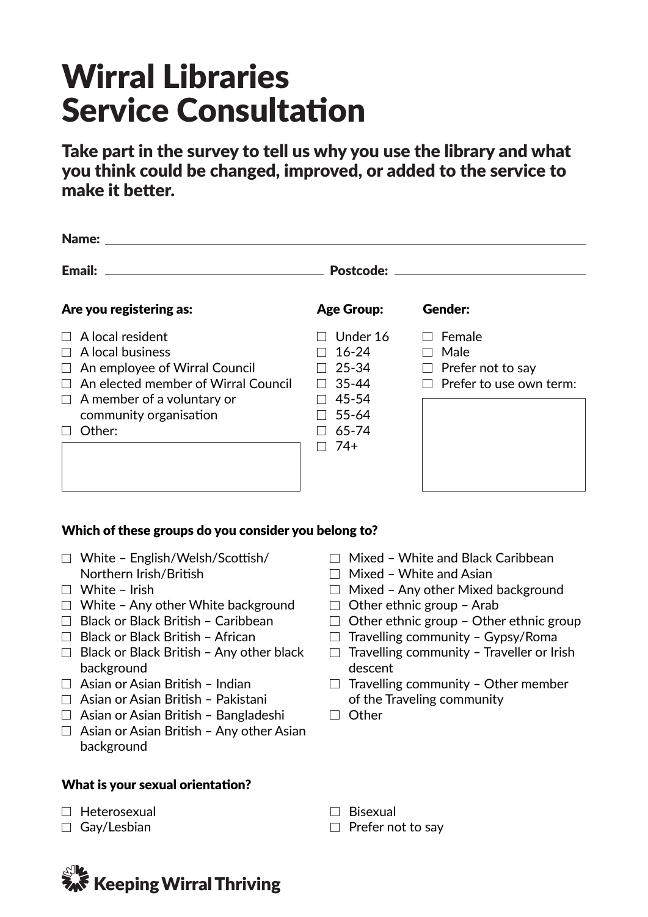# Wirral Libraries Service Consultation

**Take part in the survey to tell us why you use the library and what you think could be changed, improved, or added to the service to make it better.**

**Name:** ______________________________

**Email:** ______________________ **Postcode:** ______________________

**Are you registering as:**

- ☐ A local resident
- ☐ A local business
- ☐ An employee of Wirral Council
- ☐ An elected member of Wirral Council
- ☐ A member of a voluntary or community organisation
- ☐ Other:

**Age Group:**

- ☐ Under 16
- ☐ 16-24
- ☐ 25-34
- ☐ 35-44
- ☐ 45-54
- ☐ 55-64
- ☐ 65-74
- ☐ 74+

**Gender:**

- ☐ Female
- ☐ Male
- ☐ Prefer not to say
- ☐ Prefer to use own term:

**Which of these groups do you consider you belong to?**

- ☐ White – English/Welsh/Scottish/Northern Irish/British
- ☐ White – Irish
- ☐ White – Any other White background
- ☐ Black or Black British – Caribbean
- ☐ Black or Black British – African
- ☐ Black or Black British – Any other black background
- ☐ Asian or Asian British – Indian
- ☐ Asian or Asian British – Pakistani
- ☐ Asian or Asian British – Bangladeshi
- ☐ Asian or Asian British – Any other Asian background
- ☐ Mixed – White and Black Caribbean
- ☐ Mixed – White and Asian
- ☐ Mixed – Any other Mixed background
- ☐ Other ethnic group – Arab
- ☐ Other ethnic group – Other ethnic group
- ☐ Travelling community – Gypsy/Roma
- ☐ Travelling community – Traveller or Irish descent
- ☐ Travelling community – Other member of the Traveling community
- ☐ Other

**What is your sexual orientation?**

- ☐ Heterosexual
- ☐ Gay/Lesbian
- ☐ Bisexual
- ☐ Prefer not to say

Keeping Wirral Thriving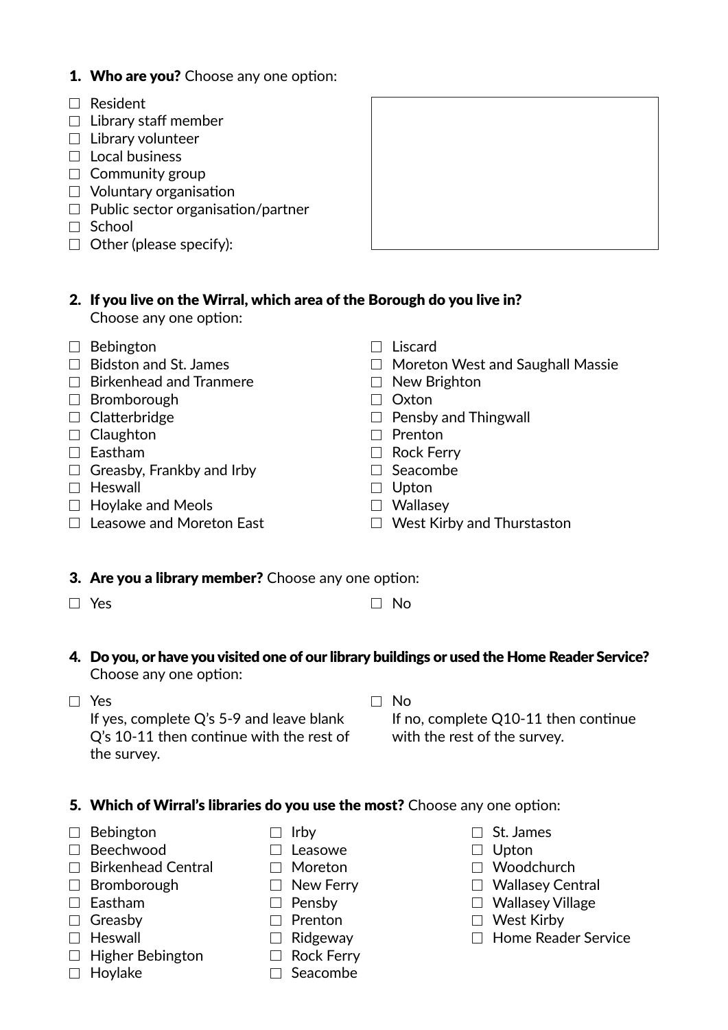1. **Who are you?** Choose any one option:

- ☐ Resident
- ☐ Library staff member
- ☐ Library volunteer
- ☐ Local business
- ☐ Community group
- ☐ Voluntary organisation
- ☐ Public sector organisation/partner
- ☐ School
- ☐ Other (please specify):

2. **If you live on the Wirral, which area of the Borough do you live in?** Choose any one option:

- ☐ Bebington
- ☐ Bidston and St. James
- ☐ Birkenhead and Tranmere
- ☐ Bromborough
- ☐ Clatterbridge
- ☐ Claughton
- ☐ Eastham
- ☐ Greasby, Frankby and Irby
- ☐ Heswall
- ☐ Hoylake and Meols
- ☐ Leasowe and Moreton East
- ☐ Liscard
- ☐ Moreton West and Saughall Massie
- ☐ New Brighton
- ☐ Oxton
- ☐ Pensby and Thingwall
- ☐ Prenton
- ☐ Rock Ferry
- ☐ Seacombe
- ☐ Upton
- ☐ Wallasey
- ☐ West Kirby and Thurstaston

3. **Are you a library member?** Choose any one option:

- ☐ Yes
- ☐ No

4. **Do you, or have you visited one of our library buildings or used the Home Reader Service?** Choose any one option:

- ☐ Yes
  If yes, complete Q's 5-9 and leave blank Q's 10-11 then continue with the rest of the survey.
- ☐ No
  If no, complete Q10-11 then continue with the rest of the survey.

5. **Which of Wirral's libraries do you use the most?** Choose any one option:

- ☐ Bebington
- ☐ Beechwood
- ☐ Birkenhead Central
- ☐ Bromborough
- ☐ Eastham
- ☐ Greasby
- ☐ Heswall
- ☐ Higher Bebington
- ☐ Hoylake
- ☐ Irby
- ☐ Leasowe
- ☐ Moreton
- ☐ New Ferry
- ☐ Pensby
- ☐ Prenton
- ☐ Ridgeway
- ☐ Rock Ferry
- ☐ Seacombe
- ☐ St. James
- ☐ Upton
- ☐ Woodchurch
- ☐ Wallasey Central
- ☐ Wallasey Village
- ☐ West Kirby
- ☐ Home Reader Service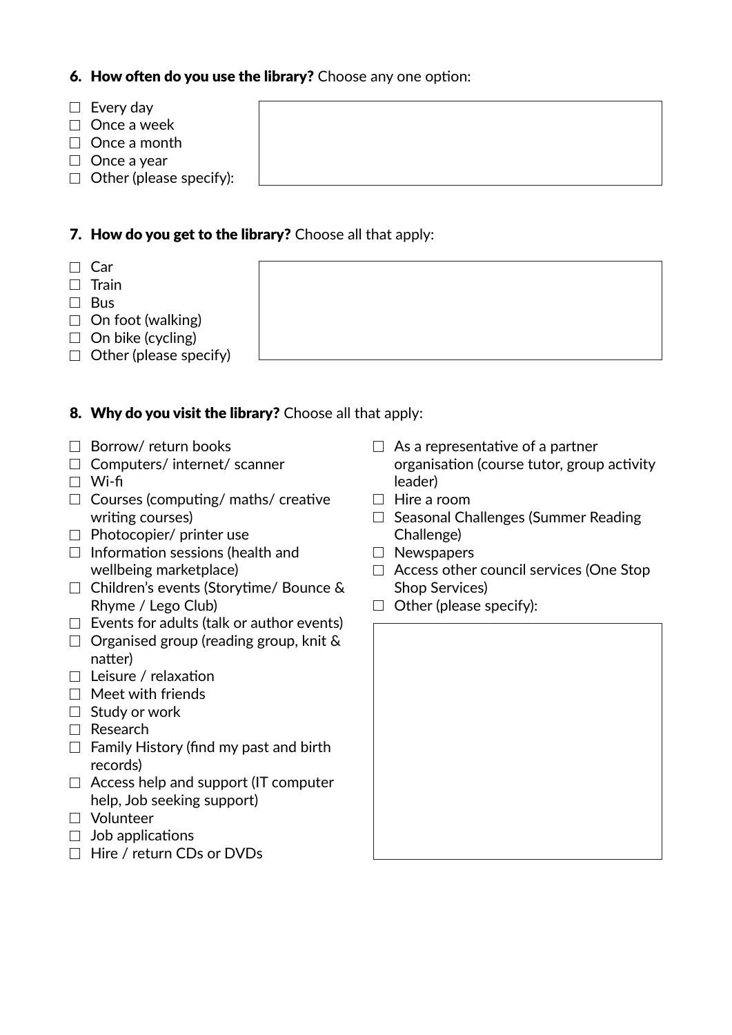6. **How often do you use the library?** Choose any one option:

- ☐ Every day
- ☐ Once a week
- ☐ Once a month
- ☐ Once a year
- ☐ Other (please specify):

7. **How do you get to the library?** Choose all that apply:

- ☐ Car
- ☐ Train
- ☐ Bus
- ☐ On foot (walking)
- ☐ On bike (cycling)
- ☐ Other (please specify)

8. **Why do you visit the library?** Choose all that apply:

- ☐ Borrow/ return books
- ☐ Computers/ internet/ scanner
- ☐ Wi-fi
- ☐ Courses (computing/ maths/ creative writing courses)
- ☐ Photocopier/ printer use
- ☐ Information sessions (health and wellbeing marketplace)
- ☐ Children's events (Storytime/ Bounce & Rhyme / Lego Club)
- ☐ Events for adults (talk or author events)
- ☐ Organised group (reading group, knit & natter)
- ☐ Leisure / relaxation
- ☐ Meet with friends
- ☐ Study or work
- ☐ Research
- ☐ Family History (find my past and birth records)
- ☐ Access help and support (IT computer help, Job seeking support)
- ☐ Volunteer
- ☐ Job applications
- ☐ Hire / return CDs or DVDs
- ☐ As a representative of a partner organisation (course tutor, group activity leader)
- ☐ Hire a room
- ☐ Seasonal Challenges (Summer Reading Challenge)
- ☐ Newspapers
- ☐ Access other council services (One Stop Shop Services)
- ☐ Other (please specify):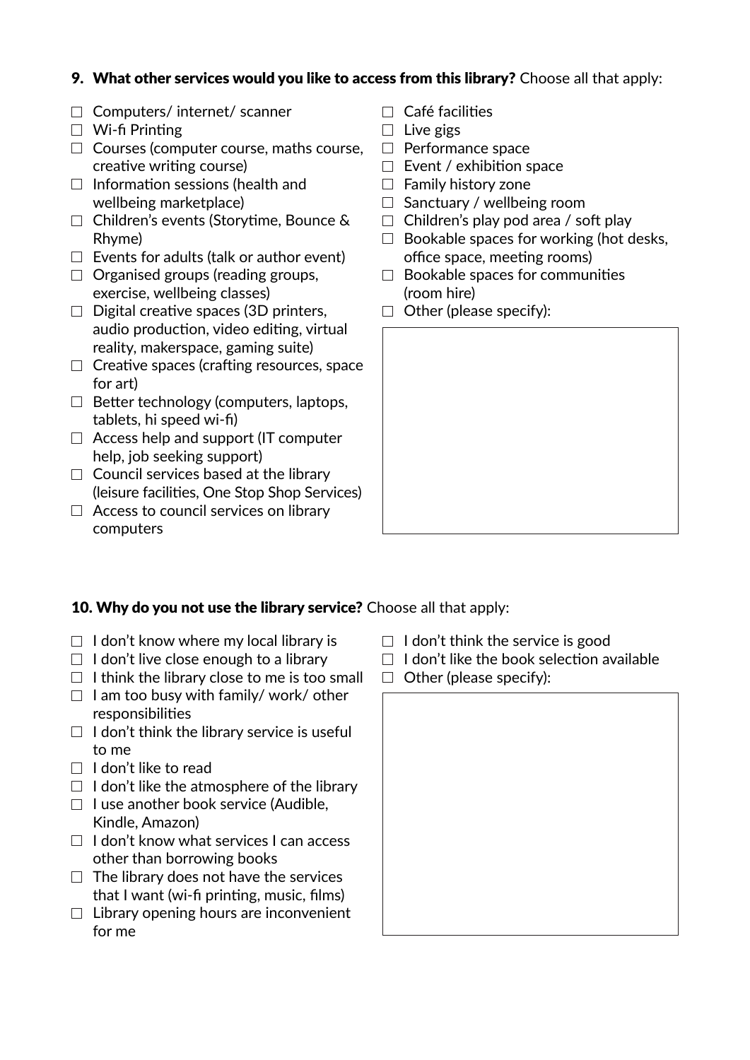**9. What other services would you like to access from this library?** Choose all that apply:

- ☐ Computers/ internet/ scanner
- ☐ Wi-fi Printing
- ☐ Courses (computer course, maths course, creative writing course)
- ☐ Information sessions (health and wellbeing marketplace)
- ☐ Children's events (Storytime, Bounce & Rhyme)
- ☐ Events for adults (talk or author event)
- ☐ Organised groups (reading groups, exercise, wellbeing classes)
- ☐ Digital creative spaces (3D printers, audio production, video editing, virtual reality, makerspace, gaming suite)
- ☐ Creative spaces (crafting resources, space for art)
- ☐ Better technology (computers, laptops, tablets, hi speed wi-fi)
- ☐ Access help and support (IT computer help, job seeking support)
- ☐ Council services based at the library (leisure facilities, One Stop Shop Services)
- ☐ Access to council services on library computers
- ☐ Café facilities
- ☐ Live gigs
- ☐ Performance space
- ☐ Event / exhibition space
- ☐ Family history zone
- ☐ Sanctuary / wellbeing room
- ☐ Children's play pod area / soft play
- ☐ Bookable spaces for working (hot desks, office space, meeting rooms)
- ☐ Bookable spaces for communities (room hire)
- ☐ Other (please specify):

**10. Why do you not use the library service?** Choose all that apply:

- ☐ I don't know where my local library is
- ☐ I don't live close enough to a library
- ☐ I think the library close to me is too small
- ☐ I am too busy with family/ work/ other responsibilities
- ☐ I don't think the library service is useful to me
- ☐ I don't like to read
- ☐ I don't like the atmosphere of the library
- ☐ I use another book service (Audible, Kindle, Amazon)
- ☐ I don't know what services I can access other than borrowing books
- ☐ The library does not have the services that I want (wi-fi printing, music, films)
- ☐ Library opening hours are inconvenient for me
- ☐ I don't think the service is good
- ☐ I don't like the book selection available
- ☐ Other (please specify):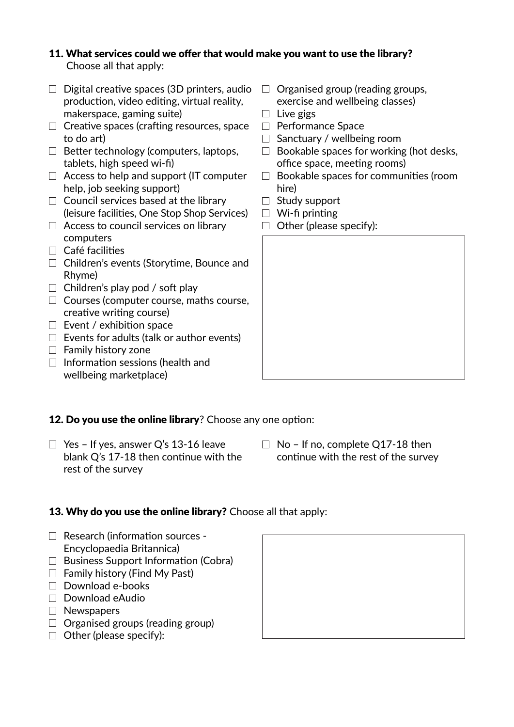**11. What services could we offer that would make you want to use the library?** Choose all that apply:

- ☐ Digital creative spaces (3D printers, audio production, video editing, virtual reality, makerspace, gaming suite)
- ☐ Creative spaces (crafting resources, space to do art)
- ☐ Better technology (computers, laptops, tablets, high speed wi-fi)
- ☐ Access to help and support (IT computer help, job seeking support)
- ☐ Council services based at the library (leisure facilities, One Stop Shop Services)
- ☐ Access to council services on library computers
- ☐ Café facilities
- ☐ Children's events (Storytime, Bounce and Rhyme)
- ☐ Children's play pod / soft play
- ☐ Courses (computer course, maths course, creative writing course)
- ☐ Event / exhibition space
- ☐ Events for adults (talk or author events)
- ☐ Family history zone
- ☐ Information sessions (health and wellbeing marketplace)
- ☐ Organised group (reading groups, exercise and wellbeing classes)
- ☐ Live gigs
- ☐ Performance Space
- ☐ Sanctuary / wellbeing room
- ☐ Bookable spaces for working (hot desks, office space, meeting rooms)
- ☐ Bookable spaces for communities (room hire)
- ☐ Study support
- ☐ Wi-fi printing
- ☐ Other (please specify):

**12. Do you use the online library**? Choose any one option:

- ☐ Yes – If yes, answer Q's 13-16 leave blank Q's 17-18 then continue with the rest of the survey
- ☐ No – If no, complete Q17-18 then continue with the rest of the survey

**13. Why do you use the online library?** Choose all that apply:

- ☐ Research (information sources - Encyclopaedia Britannica)
- ☐ Business Support Information (Cobra)
- ☐ Family history (Find My Past)
- ☐ Download e-books
- ☐ Download eAudio
- ☐ Newspapers
- ☐ Organised groups (reading group)
- ☐ Other (please specify):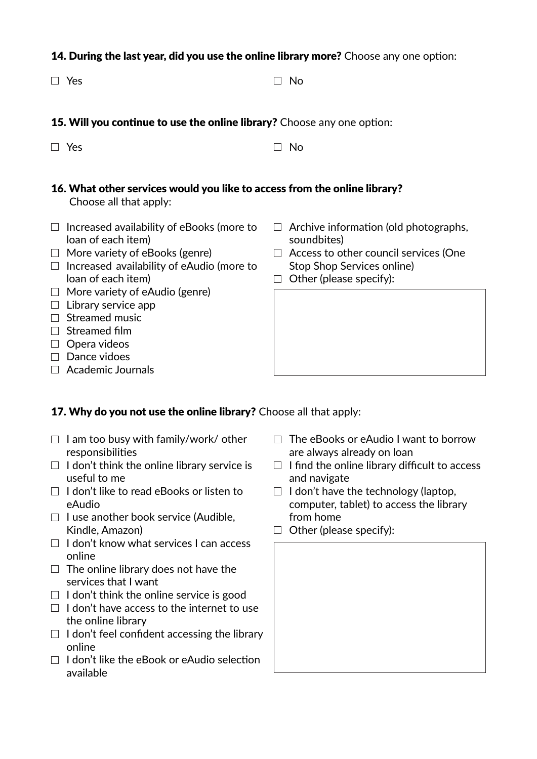**14. During the last year, did you use the online library more?** Choose any one option:

- ☐ Yes
- ☐ No

**15. Will you continue to use the online library?** Choose any one option:

- ☐ Yes
- ☐ No

**16. What other services would you like to access from the online library?** Choose all that apply:

- ☐ Increased availability of eBooks (more to loan of each item)
- ☐ More variety of eBooks (genre)
- ☐ Increased availability of eAudio (more to loan of each item)
- ☐ More variety of eAudio (genre)
- ☐ Library service app
- ☐ Streamed music
- ☐ Streamed film
- ☐ Opera videos
- ☐ Dance vidoes
- ☐ Academic Journals
- ☐ Archive information (old photographs, soundbites)
- ☐ Access to other council services (One Stop Shop Services online)
- ☐ Other (please specify):

**17. Why do you not use the online library?** Choose all that apply:

- ☐ I am too busy with family/work/ other responsibilities
- ☐ I don't think the online library service is useful to me
- ☐ I don't like to read eBooks or listen to eAudio
- ☐ I use another book service (Audible, Kindle, Amazon)
- ☐ I don't know what services I can access online
- ☐ The online library does not have the services that I want
- ☐ I don't think the online service is good
- ☐ I don't have access to the internet to use the online library
- ☐ I don't feel confident accessing the library online
- ☐ I don't like the eBook or eAudio selection available
- ☐ The eBooks or eAudio I want to borrow are always already on loan
- ☐ I find the online library difficult to access and navigate
- ☐ I don't have the technology (laptop, computer, tablet) to access the library from home
- ☐ Other (please specify):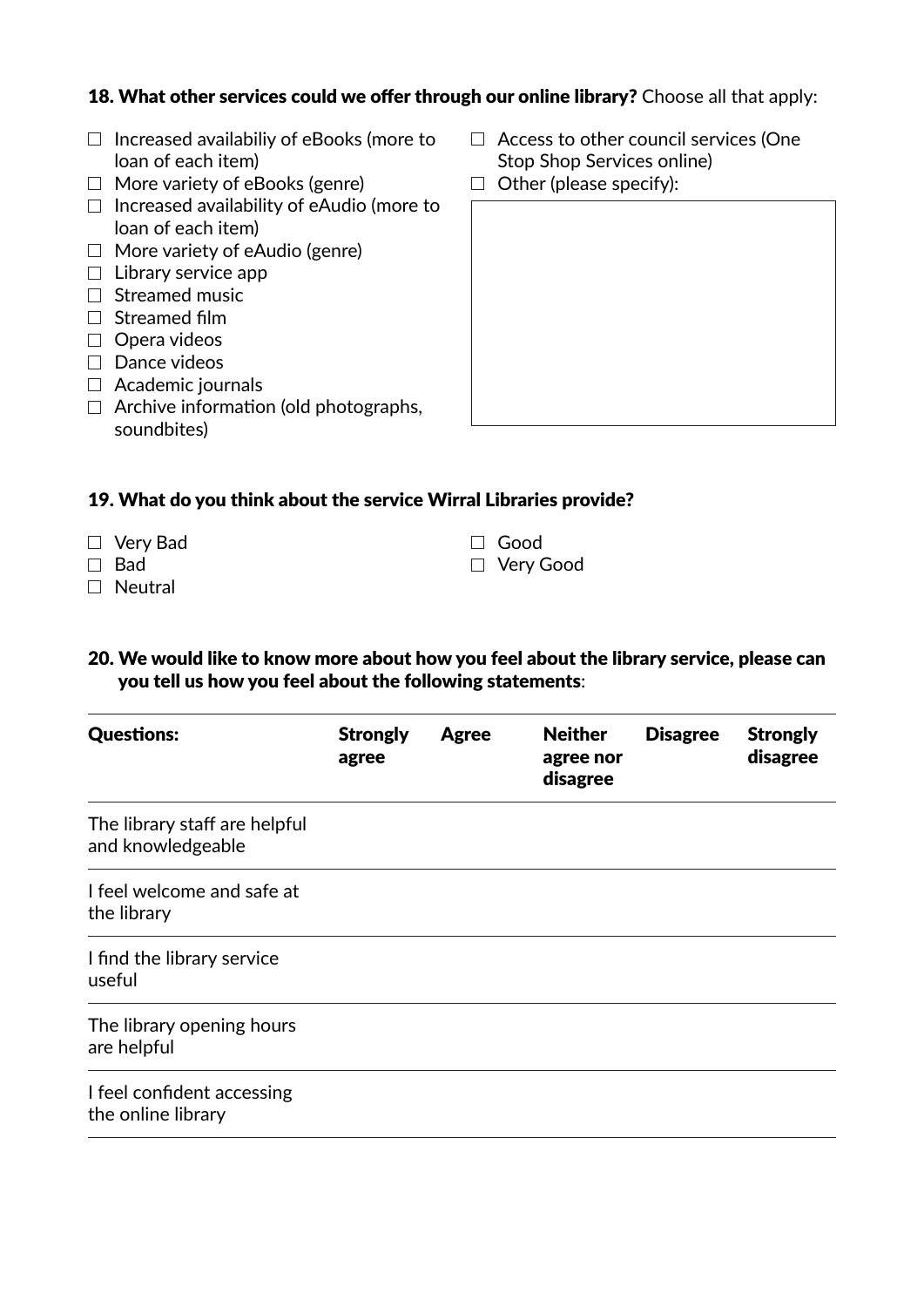**18. What other services could we offer through our online library?** Choose all that apply:

- ☐ Increased availabiliy of eBooks (more to loan of each item)
- ☐ More variety of eBooks (genre)
- ☐ Increased availability of eAudio (more to loan of each item)
- ☐ More variety of eAudio (genre)
- ☐ Library service app
- ☐ Streamed music
- ☐ Streamed film
- ☐ Opera videos
- ☐ Dance videos
- ☐ Academic journals
- ☐ Archive information (old photographs, soundbites)
- ☐ Access to other council services (One Stop Shop Services online)
- ☐ Other (please specify):

**19. What do you think about the service Wirral Libraries provide?**

- ☐ Very Bad
- ☐ Bad
- ☐ Neutral
- ☐ Good
- ☐ Very Good

**20. We would like to know more about how you feel about the library service, please can you tell us how you feel about the following statements**:

| **Questions:** | **Strongly agree** | **Agree** | **Neither agree nor disagree** | **Disagree** | **Strongly disagree** |
|---|---|---|---|---|---|
| The library staff are helpful and knowledgeable | | | | | |
| I feel welcome and safe at the library | | | | | |
| I find the library service useful | | | | | |
| The library opening hours are helpful | | | | | |
| I feel confident accessing the online library | | | | | |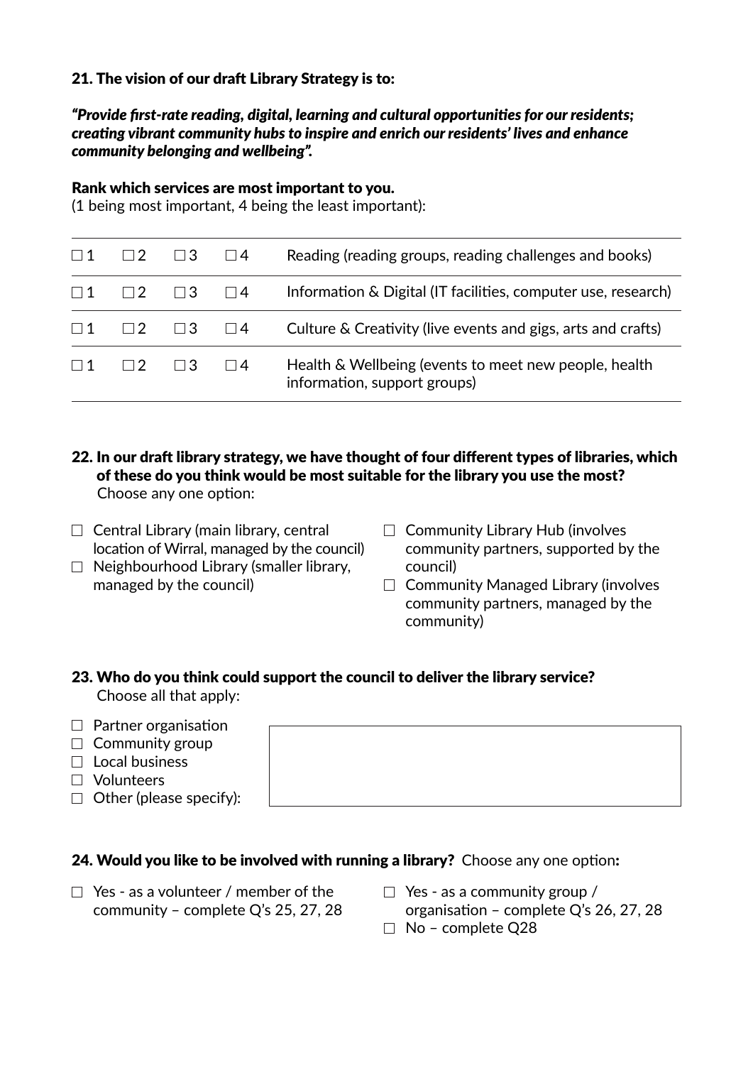**21. The vision of our draft Library Strategy is to:**

***"Provide first-rate reading, digital, learning and cultural opportunities for our residents; creating vibrant community hubs to inspire and enrich our residents' lives and enhance community belonging and wellbeing".***

**Rank which services are most important to you.**
(1 being most important, 4 being the least important):

| | | | | |
|---|---|---|---|---|
| ☐ 1 | ☐ 2 | ☐ 3 | ☐ 4 | Reading (reading groups, reading challenges and books) |
| ☐ 1 | ☐ 2 | ☐ 3 | ☐ 4 | Information & Digital (IT facilities, computer use, research) |
| ☐ 1 | ☐ 2 | ☐ 3 | ☐ 4 | Culture & Creativity (live events and gigs, arts and crafts) |
| ☐ 1 | ☐ 2 | ☐ 3 | ☐ 4 | Health & Wellbeing (events to meet new people, health information, support groups) |

**22. In our draft library strategy, we have thought of four different types of libraries, which of these do you think would be most suitable for the library you use the most?**
Choose any one option:

- ☐ Central Library (main library, central location of Wirral, managed by the council)
- ☐ Neighbourhood Library (smaller library, managed by the council)
- ☐ Community Library Hub (involves community partners, supported by the council)
- ☐ Community Managed Library (involves community partners, managed by the community)

**23. Who do you think could support the council to deliver the library service?**
Choose all that apply:

- ☐ Partner organisation
- ☐ Community group
- ☐ Local business
- ☐ Volunteers
- ☐ Other (please specify):

**24. Would you like to be involved with running a library?** Choose any one option**:**

- ☐ Yes - as a volunteer / member of the community – complete Q's 25, 27, 28
- ☐ Yes - as a community group / organisation – complete Q's 26, 27, 28
- ☐ No – complete Q28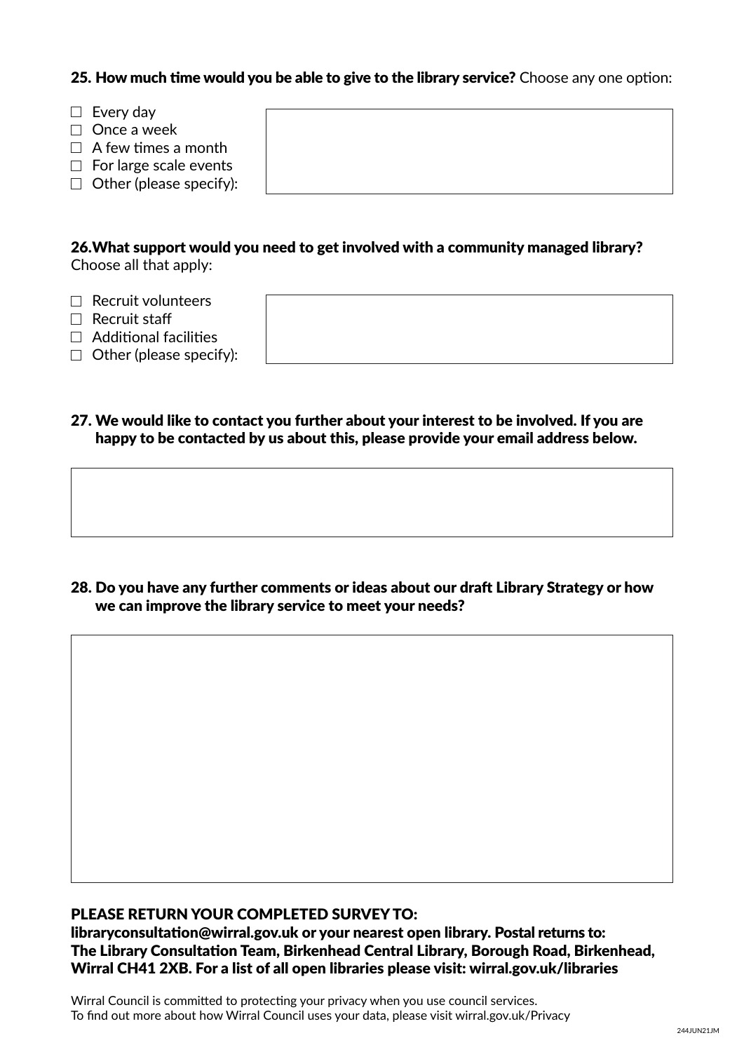**25. How much time would you be able to give to the library service?** Choose any one option:

- ☐ Every day
- ☐ Once a week
- ☐ A few times a month
- ☐ For large scale events
- ☐ Other (please specify):

**26.What support would you need to get involved with a community managed library?**
Choose all that apply:

- ☐ Recruit volunteers
- ☐ Recruit staff
- ☐ Additional facilities
- ☐ Other (please specify):

**27. We would like to contact you further about your interest to be involved. If you are happy to be contacted by us about this, please provide your email address below.**

**28. Do you have any further comments or ideas about our draft Library Strategy or how we can improve the library service to meet your needs?**

**PLEASE RETURN YOUR COMPLETED SURVEY TO:**
**libraryconsultation@wirral.gov.uk or your nearest open library. Postal returns to: The Library Consultation Team, Birkenhead Central Library, Borough Road, Birkenhead, Wirral CH41 2XB. For a list of all open libraries please visit: wirral.gov.uk/libraries**

Wirral Council is committed to protecting your privacy when you use council services.
To find out more about how Wirral Council uses your data, please visit wirral.gov.uk/Privacy

244JUN21JM